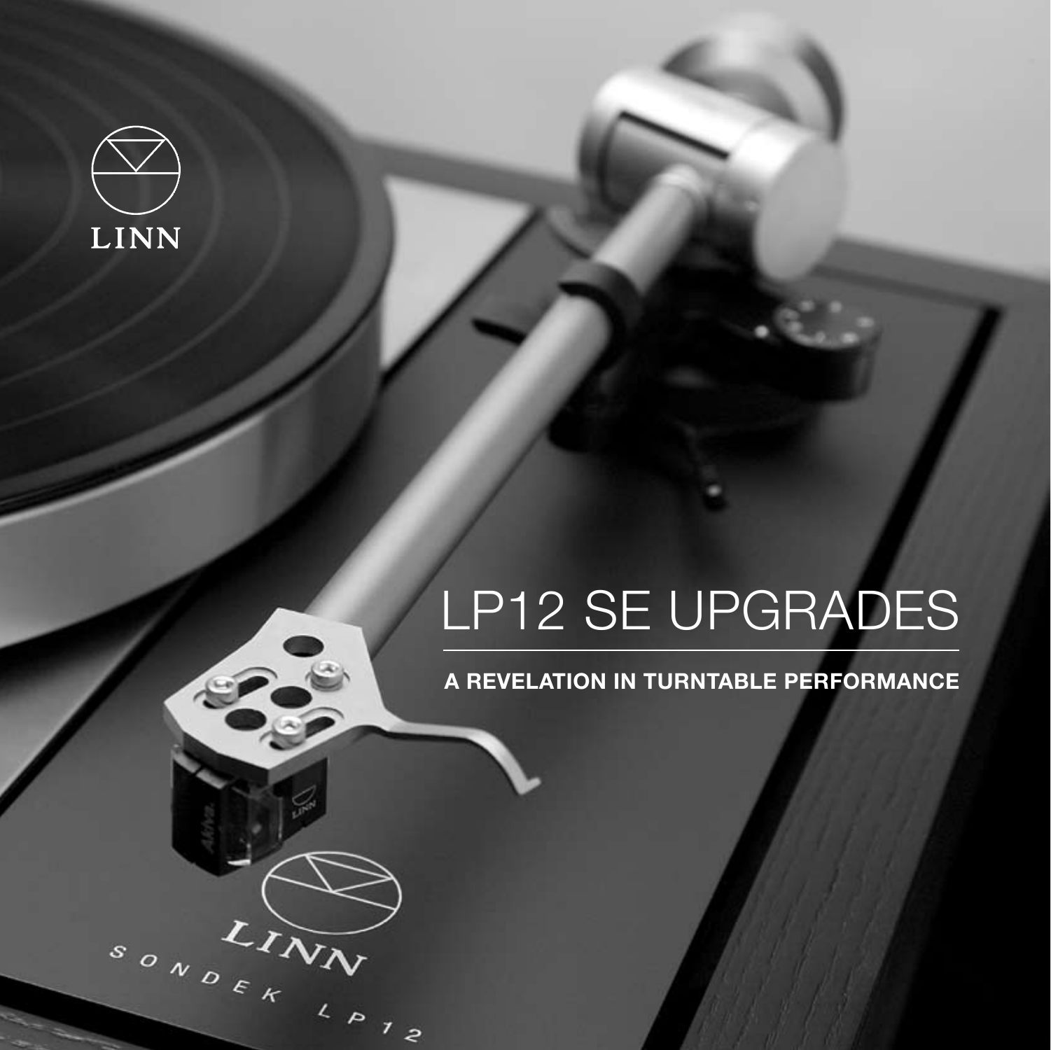LINN

# LP12 SE UPGRADES

**A REVELATION IN TURNTABLE PERFORMANCE**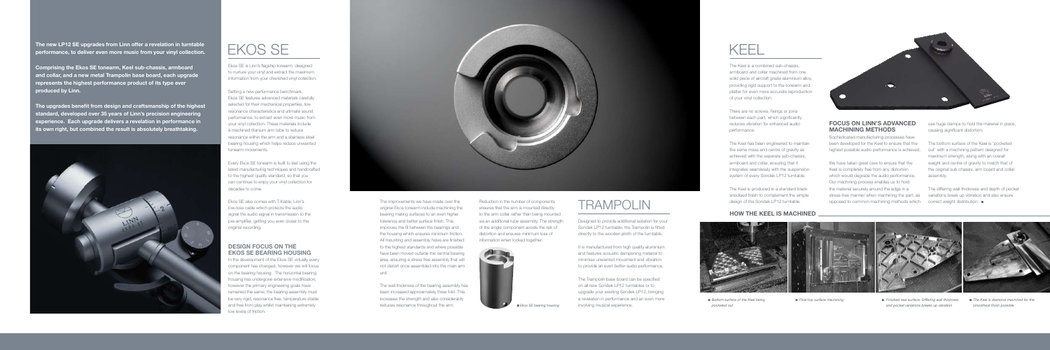**The new LP12 SE upgrades from Linn offer a revelation in turntable performance, to deliver even more music from your vinyl collection.**

**Comprising the Ekos SE tonearm, Keel sub-chassis, armboard and collar, and a new metal Trampolin base board, each upgrade represents the highest performance product of its type ever produced by Linn.**

**The upgrades benefit from design and craftsmanship of the highest standard, developed over 35 years of Linn's precision engineering experience. Each upgrade delivers a revelation in performance in its own right, but combined the result is absolutely breathtaking.**

# EKOS SE

Ekos SE is Linn's flagship tonearm, designed to nurture your vinyl and extract the maximum information from your cherished vinyl collection.

Setting a new performance benchmark, Ekos SE features advanced materials carefully selected for their mechanical properties, low resonance characteristics and ultimate sound performance, to extract even more music from your vinyl collection. These materials include a machined titanium arm tube to reduce resonance within the arm and a stainless steel bearing housing which helps reduce unwanted tonearm movements.

Every Ekos SE tonearm is built to last using the latest manufacturing techniques and handcrafted to the highest quality standard, so that you can continue to enjoy your vinyl collection for decades to come.

Ekos SE also comes with T-Kable, Linn's low-loss cable which protects the audio signal the audio signal in transmission to the pre-amplifier, getting you even closer to the original recording.

### DESIGN FOCUS ON THE EKOS SE BEARING HOUSING

In the development of the Ekos SE virtually every component has changed, however we will focus on the bearing housing. The horizontal bearing housing has undergone extensive modification, however the primary engineering goals have remained the same; the bearing assembly must be very rigid, resonance free, temperature stable and free from play whilst maintaining extremely low levels of friction.

The improvements we have made over the original Ekos tonearm include machining the bearing mating surfaces to an even higher tolerance and better surface finish. This improves the fit between the bearings and the housing which ensures minimum friction. All mounting and assembly holes are finished to the highest standards and where possible have been moved outside the central bearing area, ensuring a stress free assembly that will not distort once assembled into the main arm unit.

The wall thickness of the bearing assembly has been increased approximately three fold. This increases the strength and also considerably reduces resonance throughout the arm.

Reduction in the number of components ensures that the arm is mounted directly to the arm collar rather than being mounted via an additional tube assembly. The strength of the single component avoids the risk of distortion and ensures minimum loss of information when locked together.

■ *Ekos SE bearing housing*

# TRAMPOLIN

Designed to provide additional isolation for your Sondek LP12 turntable, the Trampolin is fitted directly to the wooden plinth of the turntable.

It is manufactured from high quality aluminium and features acoustic dampening material to minimise unwanted movement and vibration to provide an even better audio performance.

The Trampolin base board can be specified on all new Sondek LP12 turntables or to upgrade your existing Sondek LP12, bringing a revelation in performance and an even more involving musical experience.

# KEEL

The Keel is a combined sub-chassis, armboard and collar machined from one solid piece of aircraft grade aluminium alloy, providing rigid support to the tonearm and platter for even more accurate reproduction of your vinyl collection.

There are no screws, fixings or joins between each part, which significantly reduces vibration for enhanced audio performance.

The Keel has been engineered to maintain the same mass and centre of gravity as achieved with the separate sub-chassis, armboard and collar, ensuring that it integrates seamlessly with the suspension system of every Sondek LP12 turntable.

The Keel is produced in a standard black anodised finish to complement the simple design of the Sondek LP12 turntable.

### FOCUS ON LINN'S ADVANCED MACHINING METHODS

Sophisticated manufacturing processes have been developed for the Keel to ensure that the highest possible audio performance is achieved.

We have taken great care to ensure that the Keel is completely free from any distortion which would degrade the audio performance. Our machining process enables us to hold the material securely around the edge in a stress-free manner when machining the part, as opposed to common machining methods which use huge clamps to hold the material in place, causing significant distortion.

The bottom surface of the Keel is "pocketed out" with a machining pattern designed for maximum strength, along with an overall weight and centre of gravity to match that of the original sub chassis, arm board and collar assembly.

The differing wall thickness and depth of pocket variations break up vibration and also ensure correct weight distribution. ■

### HOW THE KEEL IS MACHINED

■ *Bottom surface of the Keel being pocketed out*

■ *Final top surface machining*

■ *Finished rear surface. Differing wall thickness and pocket variations breaks up vibration*

■ *The Keel is diamond machined for the smoothest finish possible*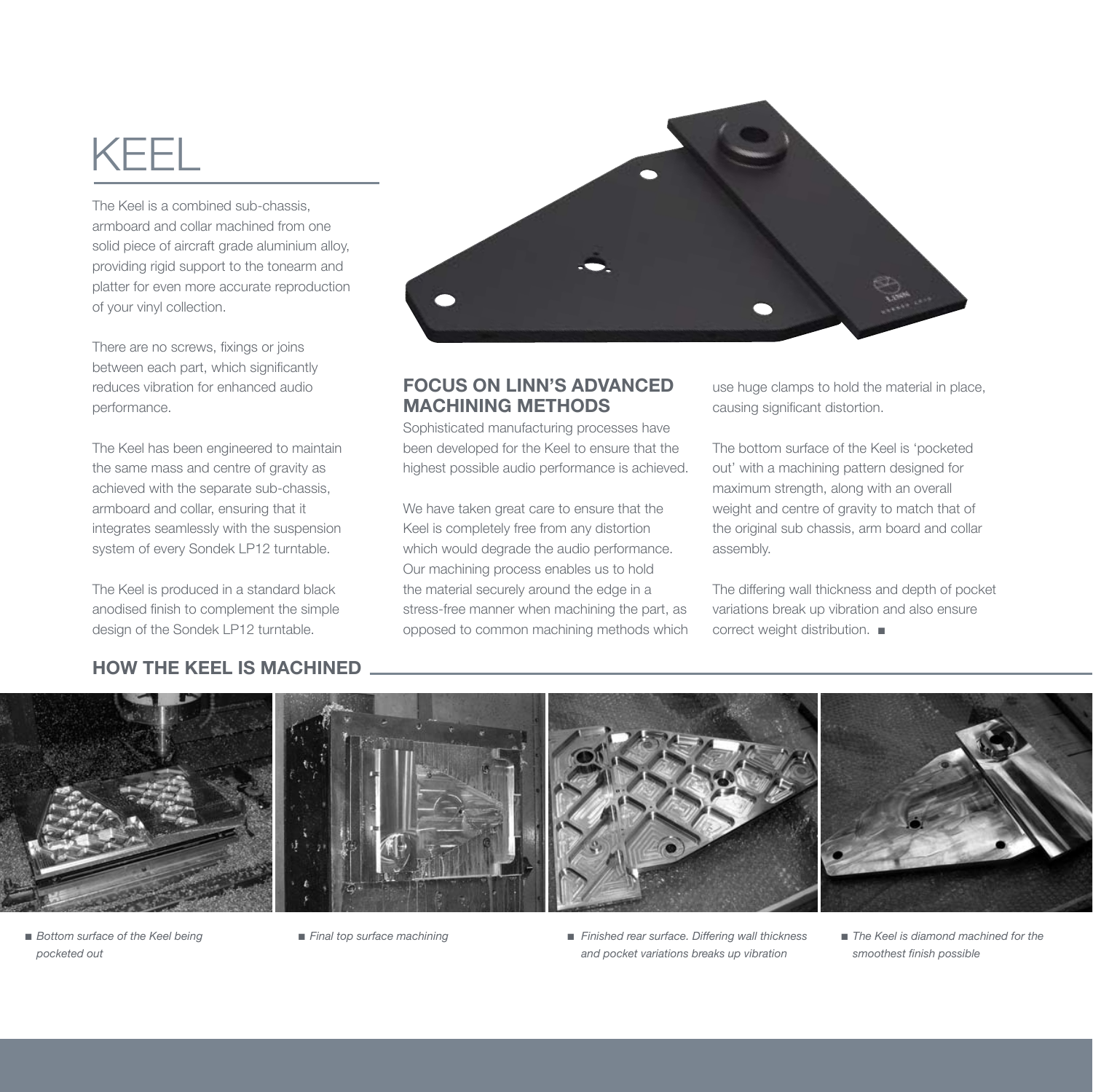# KEEL

The Keel is a combined sub-chassis, armboard and collar machined from one solid piece of aircraft grade aluminium alloy, providing rigid support to the tonearm and platter for even more accurate reproduction of your vinyl collection.

There are no screws, fixings or joins between each part, which significantly reduces vibration for enhanced audio performance.

The Keel has been engineered to maintain the same mass and centre of gravity as achieved with the separate sub-chassis, armboard and collar, ensuring that it integrates seamlessly with the suspension system of every Sondek LP12 turntable.

The Keel is produced in a standard black anodised finish to complement the simple design of the Sondek LP12 turntable.

## FOCUS ON LINN'S ADVANCED MACHINING METHODS

Sophisticated manufacturing processes have been developed for the Keel to ensure that the highest possible audio performance is achieved.

We have taken great care to ensure that the Keel is completely free from any distortion which would degrade the audio performance. Our machining process enables us to hold the material securely around the edge in a stress-free manner when machining the part, as opposed to common machining methods which use huge clamps to hold the material in place, causing significant distortion.

The bottom surface of the Keel is 'pocketed out' with a machining pattern designed for maximum strength, along with an overall weight and centre of gravity to match that of the original sub chassis, arm board and collar assembly.

The differing wall thickness and depth of pocket variations break up vibration and also ensure correct weight distribution. ■

## HOW THE KEEL IS MACHINED

■ *Bottom surface of the Keel being pocketed out*

■ *Final top surface machining*

■ *Finished rear surface. Differing wall thickness and pocket variations breaks up vibration*

■ *The Keel is diamond machined for the smoothest finish possible*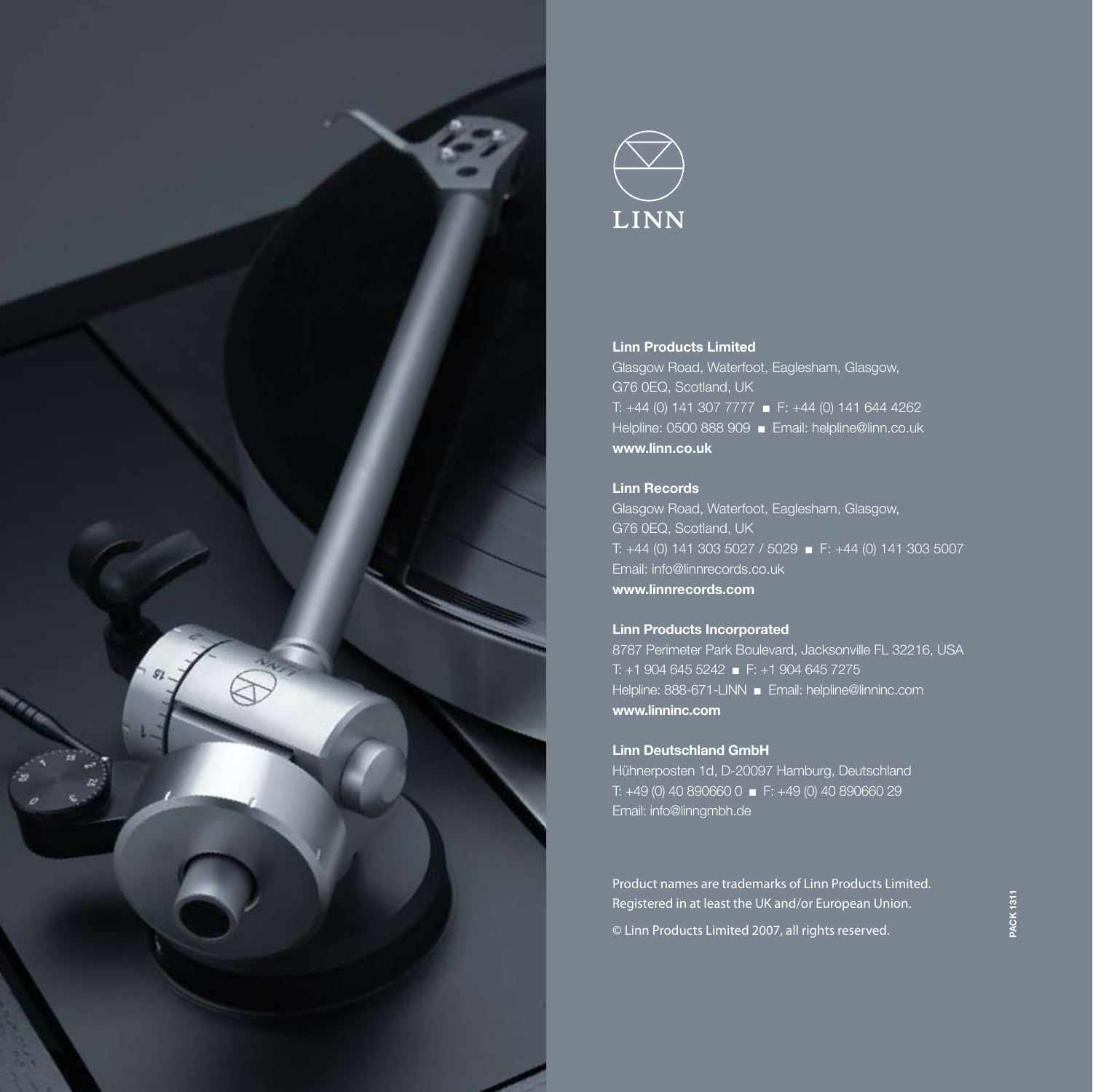LINN

**Linn Products Limited**
Glasgow Road, Waterfoot, Eaglesham, Glasgow,
G76 0EQ, Scotland, UK
T: +44 (0) 141 307 7777 ■ F: +44 (0) 141 644 4262
Helpline: 0500 888 909 ■ Email: helpline@linn.co.uk
**www.linn.co.uk**

**Linn Records**
Glasgow Road, Waterfoot, Eaglesham, Glasgow,
G76 0EQ, Scotland, UK
T: +44 (0) 141 303 5027 / 5029 ■ F: +44 (0) 141 303 5007
Email: info@linnrecords.co.uk
**www.linnrecords.com**

**Linn Products Incorporated**
8787 Perimeter Park Boulevard, Jacksonville FL 32216, USA
T: +1 904 645 5242 ■ F: +1 904 645 7275
Helpline: 888-671-LINN ■ Email: helpline@linninc.com
**www.linninc.com**

**Linn Deutschland GmbH**
Hühnerposten 1d, D-20097 Hamburg, Deutschland
T: +49 (0) 40 890660 0 ■ F: +49 (0) 40 890660 29
Email: info@linngmbh.de

Product names are trademarks of Linn Products Limited.
Registered in at least the UK and/or European Union.

© Linn Products Limited 2007, all rights reserved.

**PACK 1311**